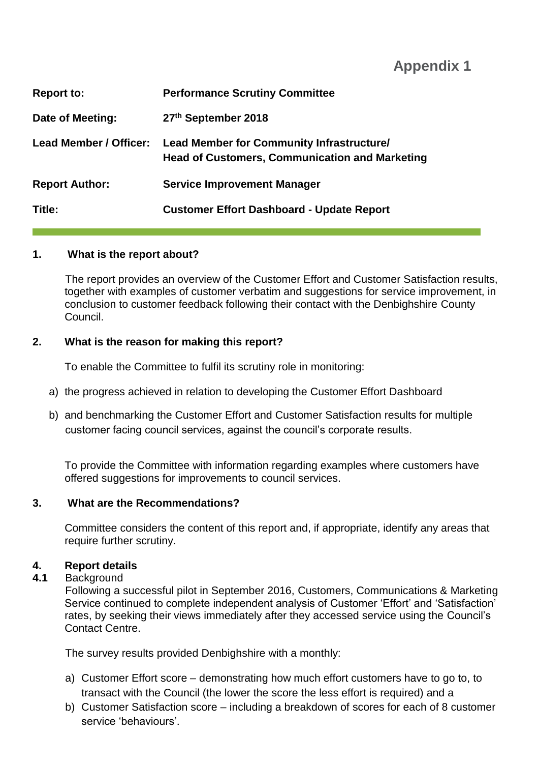# Appendix 1

| | |
|---|---|
| **Report to:** | **Performance Scrutiny Committee** |
| **Date of Meeting:** | **27th September 2018** |
| **Lead Member / Officer:** | **Lead Member for Community Infrastructure/ Head of Customers, Communication and Marketing** |
| **Report Author:** | **Service Improvement Manager** |
| **Title:** | **Customer Effort Dashboard - Update Report** |

## 1. What is the report about?

The report provides an overview of the Customer Effort and Customer Satisfaction results, together with examples of customer verbatim and suggestions for service improvement, in conclusion to customer feedback following their contact with the Denbighshire County Council.

## 2. What is the reason for making this report?

To enable the Committee to fulfil its scrutiny role in monitoring:

a) the progress achieved in relation to developing the Customer Effort Dashboard

b) and benchmarking the Customer Effort and Customer Satisfaction results for multiple customer facing council services, against the council's corporate results.

To provide the Committee with information regarding examples where customers have offered suggestions for improvements to council services.

## 3. What are the Recommendations?

Committee considers the content of this report and, if appropriate, identify any areas that require further scrutiny.

## 4. Report details

### 4.1 Background

Following a successful pilot in September 2016, Customers, Communications & Marketing Service continued to complete independent analysis of Customer 'Effort' and 'Satisfaction' rates, by seeking their views immediately after they accessed service using the Council's Contact Centre.

The survey results provided Denbighshire with a monthly:

a) Customer Effort score – demonstrating how much effort customers have to go to, to transact with the Council (the lower the score the less effort is required) and a
b) Customer Satisfaction score – including a breakdown of scores for each of 8 customer service 'behaviours'.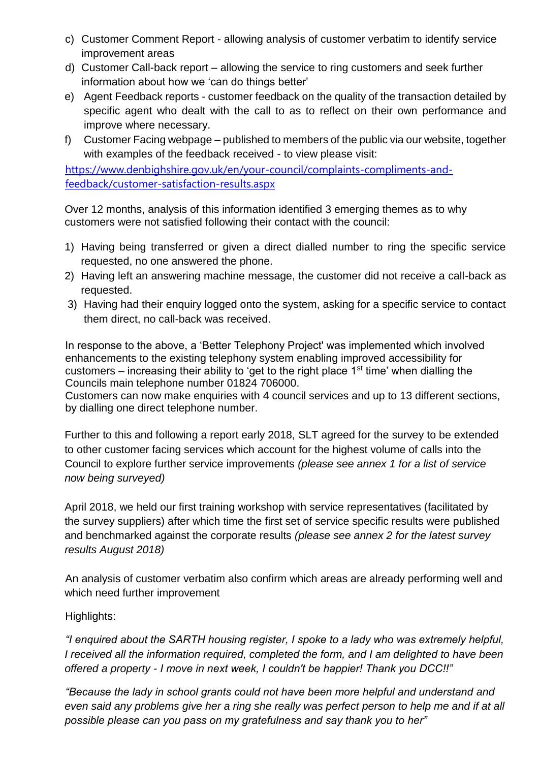c) Customer Comment Report - allowing analysis of customer verbatim to identify service improvement areas
d) Customer Call-back report – allowing the service to ring customers and seek further information about how we 'can do things better'
e) Agent Feedback reports - customer feedback on the quality of the transaction detailed by specific agent who dealt with the call to as to reflect on their own performance and improve where necessary.
f) Customer Facing webpage – published to members of the public via our website, together with examples of the feedback received - to view please visit:

https://www.denbighshire.gov.uk/en/your-council/complaints-compliments-and-feedback/customer-satisfaction-results.aspx

Over 12 months, analysis of this information identified 3 emerging themes as to why customers were not satisfied following their contact with the council:

1) Having being transferred or given a direct dialled number to ring the specific service requested, no one answered the phone.
2) Having left an answering machine message, the customer did not receive a call-back as requested.
3) Having had their enquiry logged onto the system, asking for a specific service to contact them direct, no call-back was received.

In response to the above, a 'Better Telephony Project' was implemented which involved enhancements to the existing telephony system enabling improved accessibility for customers – increasing their ability to 'get to the right place 1st time' when dialling the Councils main telephone number 01824 706000.
Customers can now make enquiries with 4 council services and up to 13 different sections, by dialling one direct telephone number.

Further to this and following a report early 2018, SLT agreed for the survey to be extended to other customer facing services which account for the highest volume of calls into the Council to explore further service improvements *(please see annex 1 for a list of service now being surveyed)*

April 2018, we held our first training workshop with service representatives (facilitated by the survey suppliers) after which time the first set of service specific results were published and benchmarked against the corporate results *(please see annex 2 for the latest survey results August 2018)*

An analysis of customer verbatim also confirm which areas are already performing well and which need further improvement

Highlights:

*"I enquired about the SARTH housing register, I spoke to a lady who was extremely helpful, I received all the information required, completed the form, and I am delighted to have been offered a property - I move in next week, I couldn't be happier! Thank you DCC!!"*

*"Because the lady in school grants could not have been more helpful and understand and even said any problems give her a ring she really was perfect person to help me and if at all possible please can you pass on my gratefulness and say thank you to her"*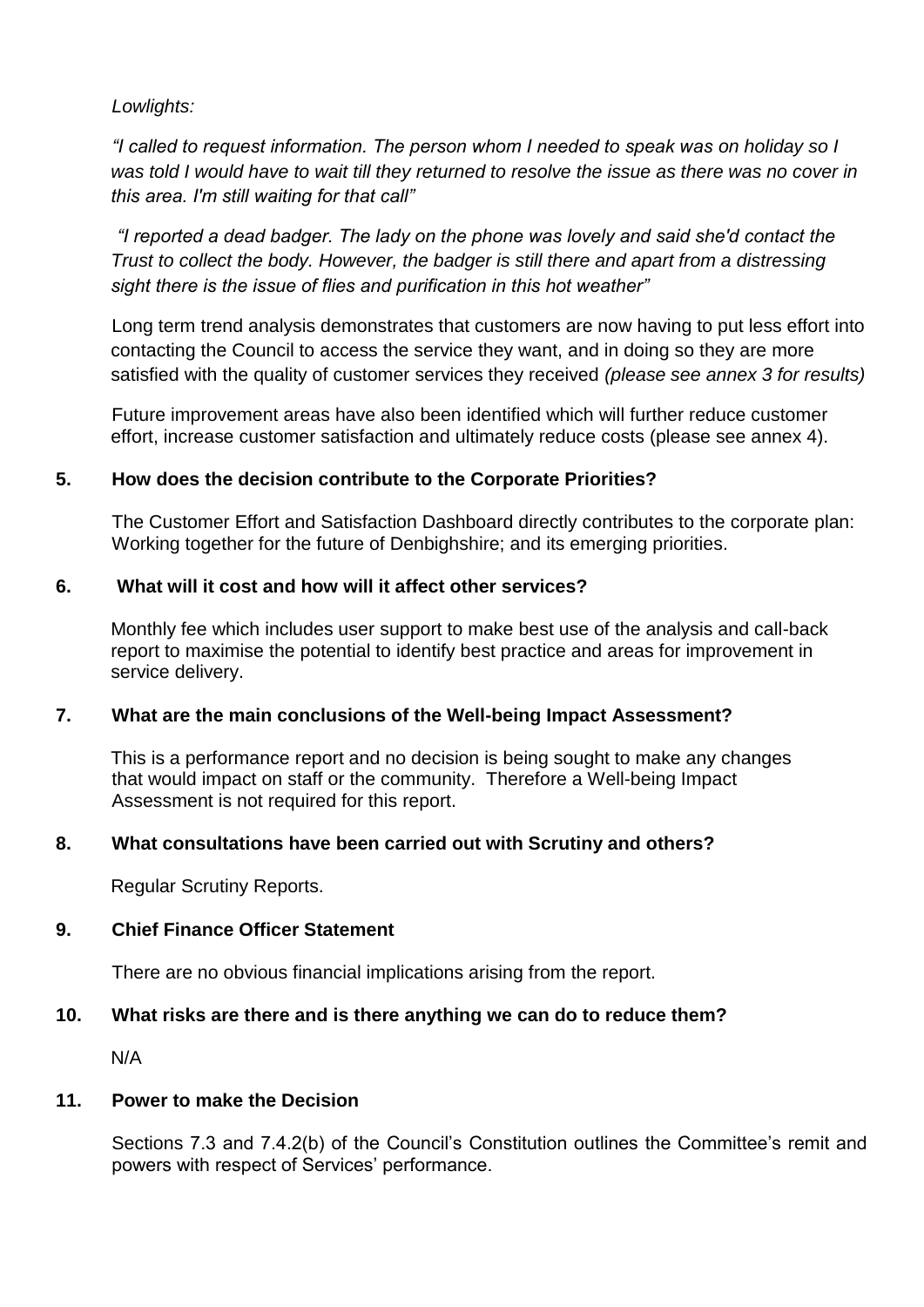*Lowlights:*

*"I called to request information. The person whom I needed to speak was on holiday so I was told I would have to wait till they returned to resolve the issue as there was no cover in this area. I'm still waiting for that call"*

*"I reported a dead badger. The lady on the phone was lovely and said she'd contact the Trust to collect the body. However, the badger is still there and apart from a distressing sight there is the issue of flies and purification in this hot weather"*

Long term trend analysis demonstrates that customers are now having to put less effort into contacting the Council to access the service they want, and in doing so they are more satisfied with the quality of customer services they received *(please see annex 3 for results)*

Future improvement areas have also been identified which will further reduce customer effort, increase customer satisfaction and ultimately reduce costs (please see annex 4).

## 5. How does the decision contribute to the Corporate Priorities?

The Customer Effort and Satisfaction Dashboard directly contributes to the corporate plan: Working together for the future of Denbighshire; and its emerging priorities.

## 6. What will it cost and how will it affect other services?

Monthly fee which includes user support to make best use of the analysis and call-back report to maximise the potential to identify best practice and areas for improvement in service delivery.

## 7. What are the main conclusions of the Well-being Impact Assessment?

This is a performance report and no decision is being sought to make any changes that would impact on staff or the community. Therefore a Well-being Impact Assessment is not required for this report.

## 8. What consultations have been carried out with Scrutiny and others?

Regular Scrutiny Reports.

## 9. Chief Finance Officer Statement

There are no obvious financial implications arising from the report.

## 10. What risks are there and is there anything we can do to reduce them?

N/A

## 11. Power to make the Decision

Sections 7.3 and 7.4.2(b) of the Council's Constitution outlines the Committee's remit and powers with respect of Services' performance.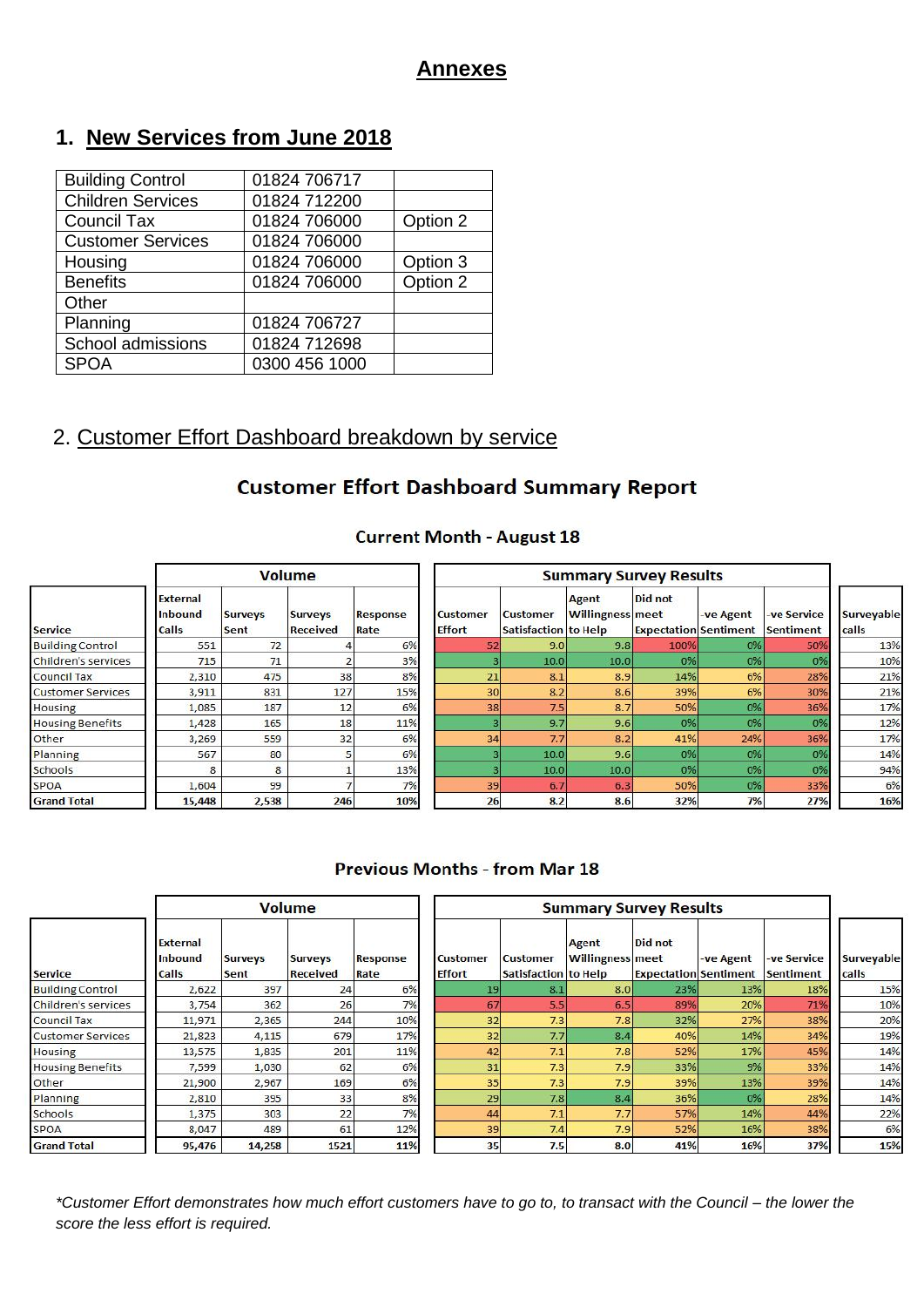# Annexes

## 1. New Services from June 2018

| | | |
|---|---|---|
| Building Control | 01824 706717 | |
| Children Services | 01824 712200 | |
| Council Tax | 01824 706000 | Option 2 |
| Customer Services | 01824 706000 | |
| Housing | 01824 706000 | Option 3 |
| Benefits | 01824 706000 | Option 2 |
| Other | | |
| Planning | 01824 706727 | |
| School admissions | 01824 712698 | |
| SPOA | 0300 456 1000 | |

## 2. Customer Effort Dashboard breakdown by service

### Customer Effort Dashboard Summary Report

#### Current Month - August 18

| | Volume | | | | Summary Survey Results | | | | | | | |
|---|---|---|---|---|---|---|---|---|---|---|---|---|
| Service | External Inbound Calls | Surveys Sent | Surveys Received | Response Rate | Customer Effort | Customer Satisfaction | Agent Willingness to Help | Did not meet Expectation | -ve Agent Sentiment | -ve Service Sentiment | Surveyable calls |
| Building Control | 551 | 72 | 4 | 6% | 52 | 9.0 | 9.8 | 100% | 0% | 50% | 13% |
| Children's services | 715 | 71 | 2 | 3% | 3 | 10.0 | 10.0 | 0% | 0% | 0% | 10% |
| Council Tax | 2,310 | 475 | 38 | 8% | 21 | 8.1 | 8.9 | 14% | 6% | 28% | 21% |
| Customer Services | 3,911 | 831 | 127 | 15% | 30 | 8.2 | 8.6 | 39% | 6% | 30% | 21% |
| Housing | 1,085 | 187 | 12 | 6% | 38 | 7.5 | 8.7 | 50% | 0% | 36% | 17% |
| Housing Benefits | 1,428 | 165 | 18 | 11% | 3 | 9.7 | 9.6 | 0% | 0% | 0% | 12% |
| Other | 3,269 | 559 | 32 | 6% | 34 | 7.7 | 8.2 | 41% | 24% | 36% | 17% |
| Planning | 567 | 80 | 5 | 6% | 3 | 10.0 | 9.6 | 0% | 0% | 0% | 14% |
| Schools | 8 | 8 | 1 | 13% | 3 | 10.0 | 10.0 | 0% | 0% | 0% | 94% |
| SPOA | 1,604 | 99 | 7 | 7% | 39 | 6.7 | 6.3 | 50% | 0% | 33% | 6% |
| **Grand Total** | **15,448** | **2,538** | **246** | **10%** | **26** | **8.2** | **8.6** | **32%** | **7%** | **27%** | **16%** |

#### Previous Months - from Mar 18

| | Volume | | | | Summary Survey Results | | | | | | |
|---|---|---|---|---|---|---|---|---|---|---|---|
| Service | External Inbound Calls | Surveys Sent | Surveys Received | Response Rate | Customer Effort | Customer Satisfaction | Agent Willingness to Help | Did not meet Expectation | -ve Agent Sentiment | -ve Service Sentiment | Surveyable calls |
| Building Control | 2,622 | 357 | 24 | 6% | 19 | 8.1 | 8.0 | 23% | 13% | 18% | 15% |
| Children's services | 3,754 | 362 | 26 | 7% | 67 | 5.5 | 6.5 | 89% | 20% | 71% | 10% |
| Council Tax | 11,971 | 2,365 | 244 | 10% | 32 | 7.3 | 7.8 | 32% | 27% | 38% | 20% |
| Customer Services | 21,823 | 4,115 | 679 | 17% | 32 | 7.7 | 8.4 | 40% | 14% | 34% | 19% |
| Housing | 13,575 | 1,835 | 201 | 11% | 42 | 7.1 | 7.8 | 52% | 17% | 45% | 14% |
| Housing Benefits | 7,599 | 1,030 | 62 | 6% | 31 | 7.3 | 7.9 | 33% | 9% | 33% | 14% |
| Other | 21,900 | 2,967 | 169 | 6% | 35 | 7.3 | 7.9 | 39% | 13% | 39% | 14% |
| Planning | 2,810 | 395 | 33 | 8% | 29 | 7.8 | 8.4 | 36% | 0% | 28% | 14% |
| Schools | 1,375 | 303 | 22 | 7% | 44 | 7.1 | 7.7 | 57% | 14% | 44% | 22% |
| SPOA | 8,047 | 489 | 61 | 12% | 39 | 7.4 | 7.9 | 52% | 16% | 38% | 6% |
| **Grand Total** | **95,476** | **14,258** | **1521** | **11%** | **35** | **7.5** | **8.0** | **41%** | **16%** | **37%** | **15%** |

*\*Customer Effort demonstrates how much effort customers have to go to, to transact with the Council – the lower the score the less effort is required.*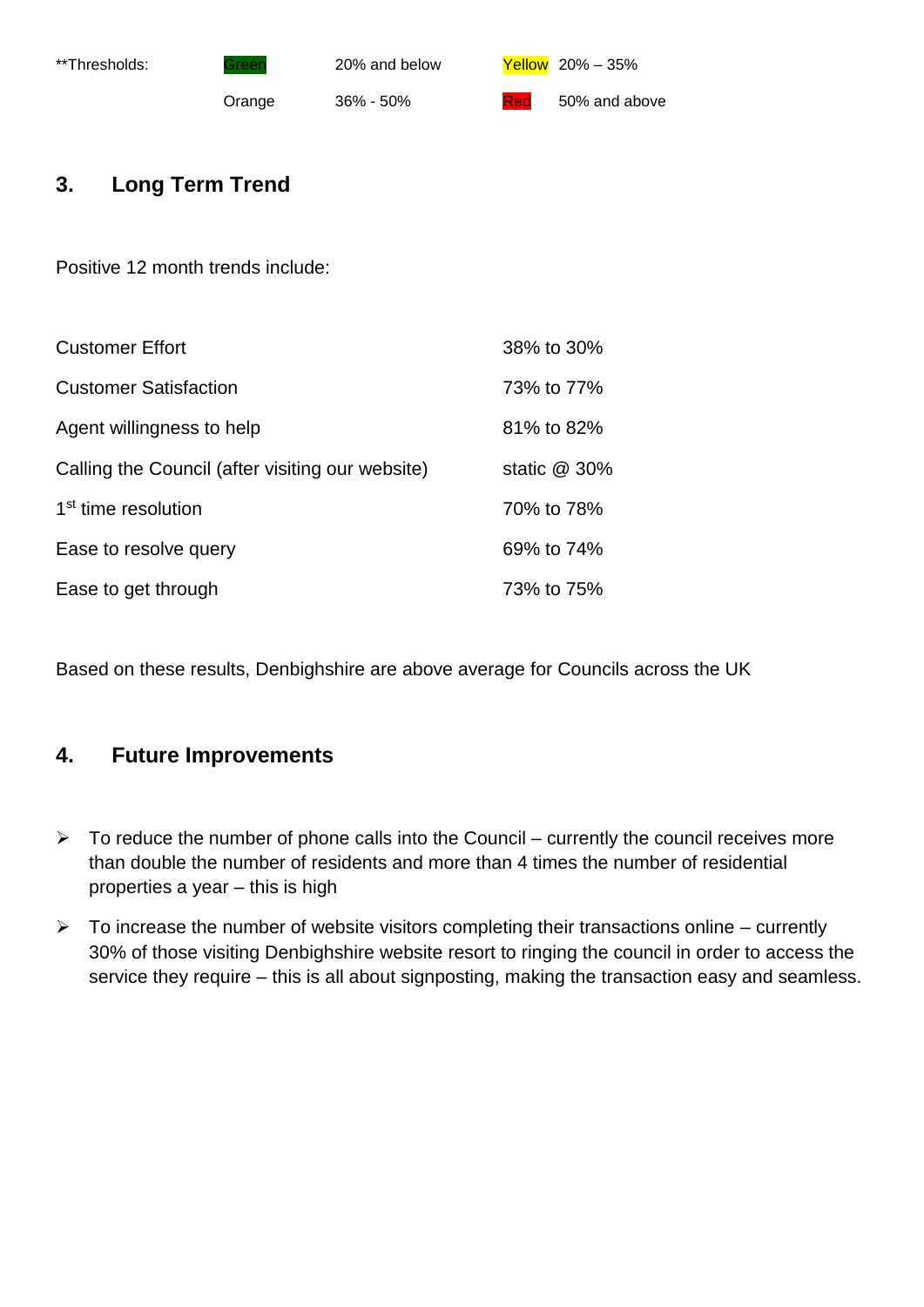| **Thresholds: | Green | 20% and below | Yellow | 20% – 35% |
|---|---|---|---|---|
| | Orange | 36% - 50% | Red | 50% and above |

## 3. Long Term Trend

Positive 12 month trends include:

| | |
|---|---|
| Customer Effort | 38% to 30% |
| Customer Satisfaction | 73% to 77% |
| Agent willingness to help | 81% to 82% |
| Calling the Council (after visiting our website) | static @ 30% |
| 1st time resolution | 70% to 78% |
| Ease to resolve query | 69% to 74% |
| Ease to get through | 73% to 75% |

Based on these results, Denbighshire are above average for Councils across the UK

## 4. Future Improvements

- To reduce the number of phone calls into the Council – currently the council receives more than double the number of residents and more than 4 times the number of residential properties a year – this is high
- To increase the number of website visitors completing their transactions online – currently 30% of those visiting Denbighshire website resort to ringing the council in order to access the service they require – this is all about signposting, making the transaction easy and seamless.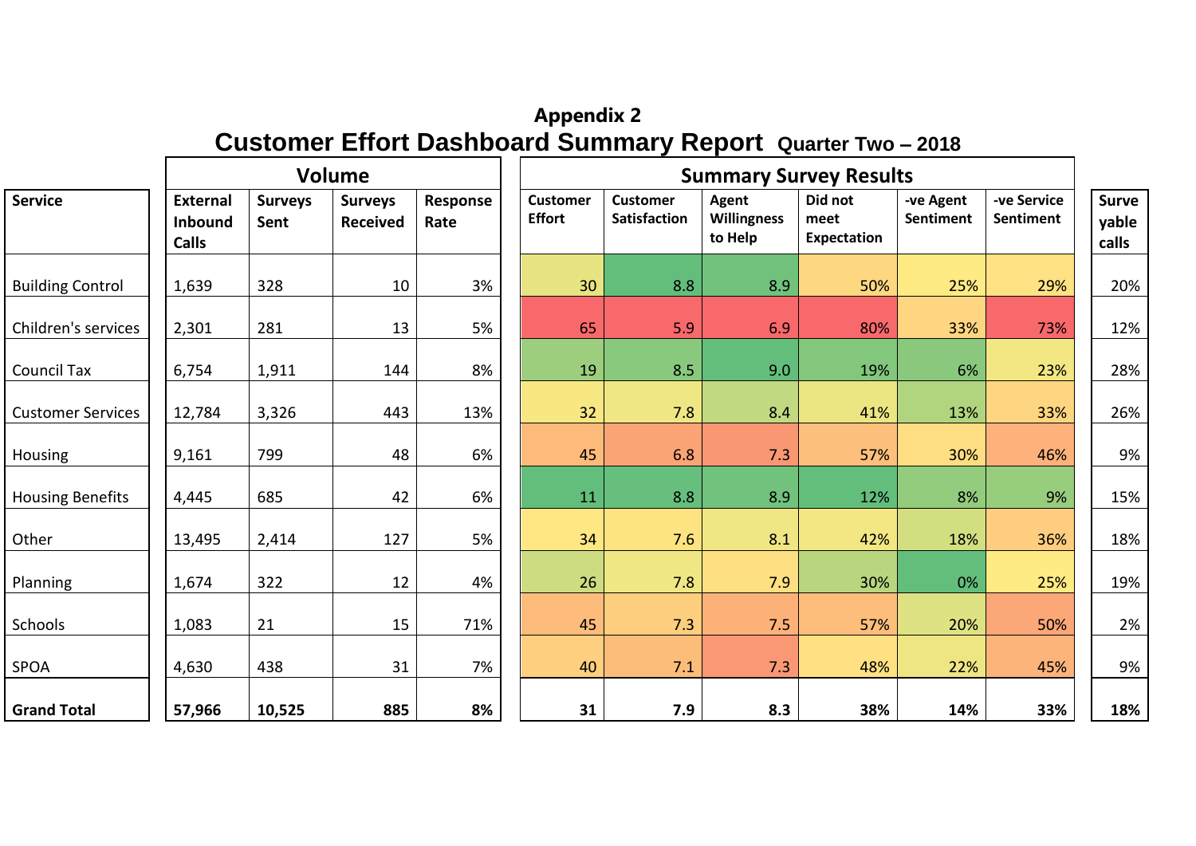# Appendix 2

## Customer Effort Dashboard Summary Report Quarter Two – 2018

| Service | Volume | | | | Summary Survey Results | | | | | | |
|---|---|---|---|---|---|---|---|---|---|---|---|
| | External Inbound Calls | Surveys Sent | Surveys Received | Response Rate | Customer Effort | Customer Satisfaction | Agent Willingness to Help | Did not meet Expectation | -ve Agent Sentiment | -ve Service Sentiment | Surveyable calls |
| Building Control | 1,639 | 328 | 10 | 3% | 30 | 8.8 | 8.9 | 50% | 25% | 29% | 20% |
| Children's services | 2,301 | 281 | 13 | 5% | 65 | 5.9 | 6.9 | 80% | 33% | 73% | 12% |
| Council Tax | 6,754 | 1,911 | 144 | 8% | 19 | 8.5 | 9.0 | 19% | 6% | 23% | 28% |
| Customer Services | 12,784 | 3,326 | 443 | 13% | 32 | 7.8 | 8.4 | 41% | 13% | 33% | 26% |
| Housing | 9,161 | 799 | 48 | 6% | 45 | 6.8 | 7.3 | 57% | 30% | 46% | 9% |
| Housing Benefits | 4,445 | 685 | 42 | 6% | 11 | 8.8 | 8.9 | 12% | 8% | 9% | 15% |
| Other | 13,495 | 2,414 | 127 | 5% | 34 | 7.6 | 8.1 | 42% | 18% | 36% | 18% |
| Planning | 1,674 | 322 | 12 | 4% | 26 | 7.8 | 7.9 | 30% | 0% | 25% | 19% |
| Schools | 1,083 | 21 | 15 | 71% | 45 | 7.3 | 7.5 | 57% | 20% | 50% | 2% |
| SPOA | 4,630 | 438 | 31 | 7% | 40 | 7.1 | 7.3 | 48% | 22% | 45% | 9% |
| **Grand Total** | **57,966** | **10,525** | **885** | **8%** | **31** | **7.9** | **8.3** | **38%** | **14%** | **33%** | **18%** |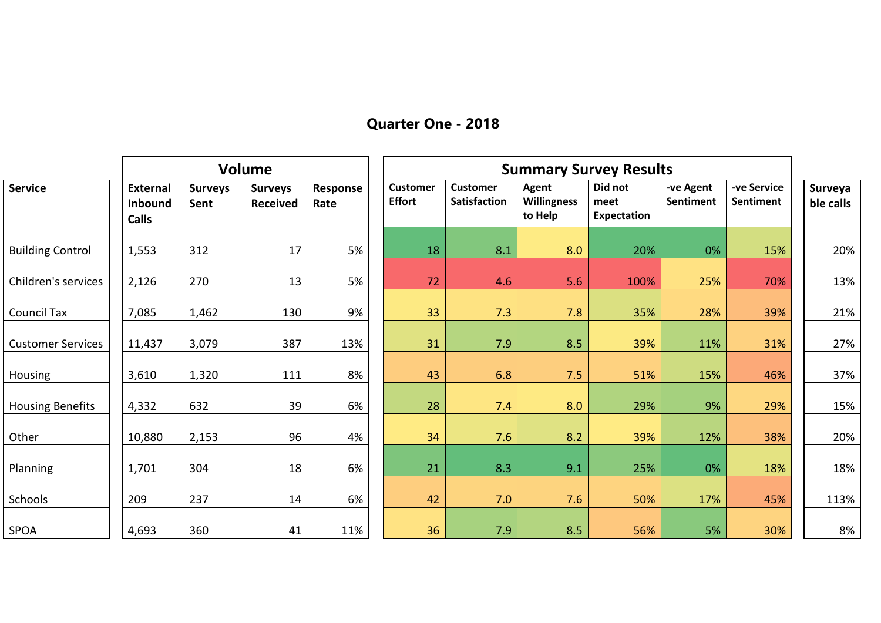# Quarter One - 2018

| Service | Volume | | | | Summary Survey Results | | | | | | |
|---|---|---|---|---|---|---|---|---|---|---|---|
| | External Inbound Calls | Surveys Sent | Surveys Received | Response Rate | Customer Effort | Customer Satisfaction | Agent Willingness to Help | Did not meet Expectation | -ve Agent Sentiment | -ve Service Sentiment | Surveyable calls |
| Building Control | 1,553 | 312 | 17 | 5% | 18 | 8.1 | 8.0 | 20% | 0% | 15% | 20% |
| Children's services | 2,126 | 270 | 13 | 5% | 72 | 4.6 | 5.6 | 100% | 25% | 70% | 13% |
| Council Tax | 7,085 | 1,462 | 130 | 9% | 33 | 7.3 | 7.8 | 35% | 28% | 39% | 21% |
| Customer Services | 11,437 | 3,079 | 387 | 13% | 31 | 7.9 | 8.5 | 39% | 11% | 31% | 27% |
| Housing | 3,610 | 1,320 | 111 | 8% | 43 | 6.8 | 7.5 | 51% | 15% | 46% | 37% |
| Housing Benefits | 4,332 | 632 | 39 | 6% | 28 | 7.4 | 8.0 | 29% | 9% | 29% | 15% |
| Other | 10,880 | 2,153 | 96 | 4% | 34 | 7.6 | 8.2 | 39% | 12% | 38% | 20% |
| Planning | 1,701 | 304 | 18 | 6% | 21 | 8.3 | 9.1 | 25% | 0% | 18% | 18% |
| Schools | 209 | 237 | 14 | 6% | 42 | 7.0 | 7.6 | 50% | 17% | 45% | 113% |
| SPOA | 4,693 | 360 | 41 | 11% | 36 | 7.9 | 8.5 | 56% | 5% | 30% | 8% |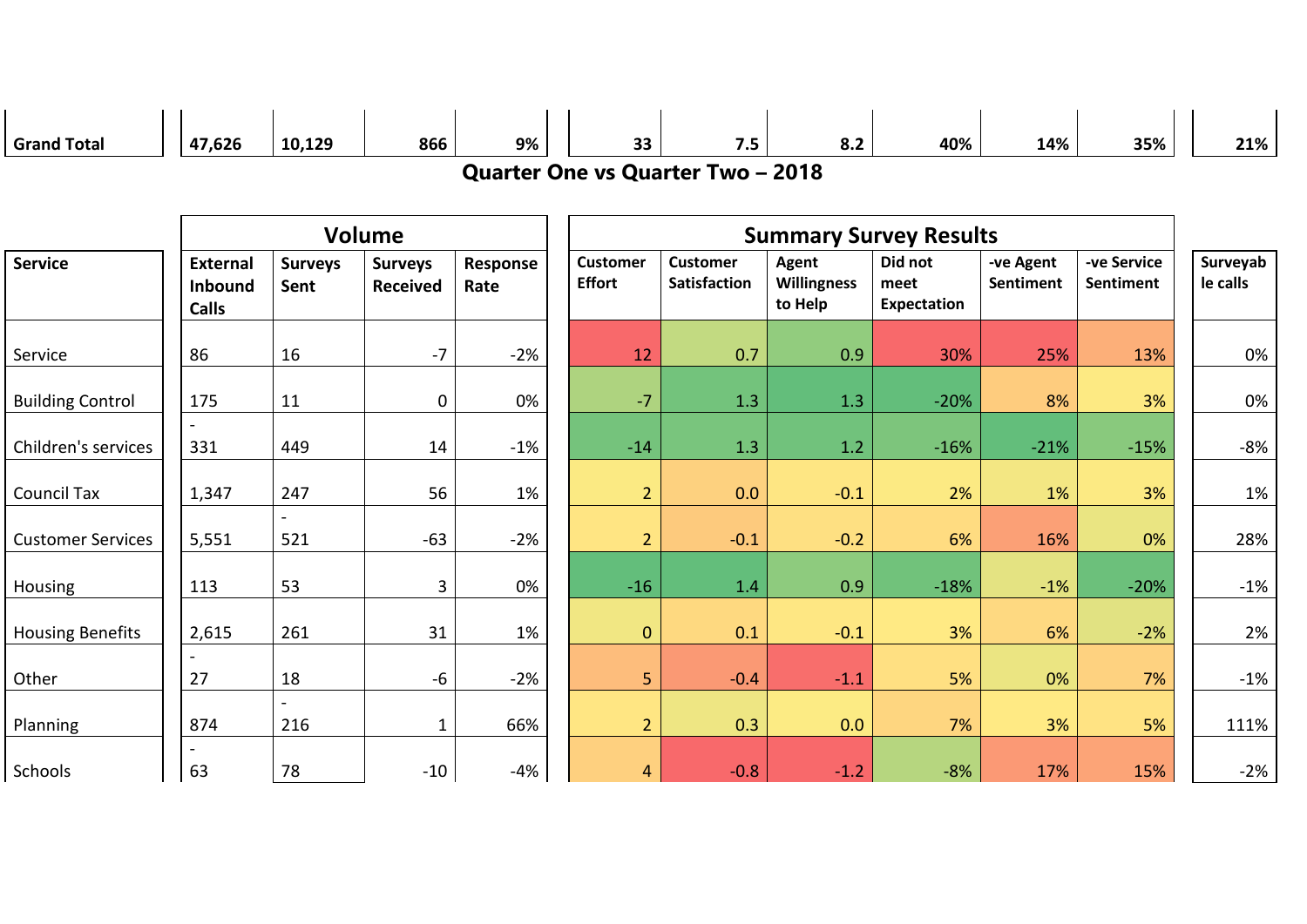| Grand Total | 47,626 | 10,129 | 866 | 9% | 33 | 7.5 | 8.2 | 40% | 14% | 35% | 21% |
|---|---|---|---|---|---|---|---|---|---|---|---|

## Quarter One vs Quarter Two – 2018

| | Volume | | | | Summary Survey Results | | | | | | |
|---|---|---|---|---|---|---|---|---|---|---|---|
| **Service** | **External Inbound Calls** | **Surveys Sent** | **Surveys Received** | **Response Rate** | **Customer Effort** | **Customer Satisfaction** | **Agent Willingness to Help** | **Did not meet Expectation** | **-ve Agent Sentiment** | **-ve Service Sentiment** | **Surveyable calls** |
| Service | 86 | 16 | -7 | -2% | 12 | 0.7 | 0.9 | 30% | 25% | 13% | 0% |
| Building Control | 175 | 11 | 0 | 0% | -7 | 1.3 | 1.3 | -20% | 8% | 3% | 0% |
| Children's services | -331 | 449 | 14 | -1% | -14 | 1.3 | 1.2 | -16% | -21% | -15% | -8% |
| Council Tax | 1,347 | 247 | 56 | 1% | 2 | 0.0 | -0.1 | 2% | 1% | 3% | 1% |
| Customer Services | 5,551 | -521 | -63 | -2% | 2 | -0.1 | -0.2 | 6% | 16% | 0% | 28% |
| Housing | 113 | 53 | 3 | 0% | -16 | 1.4 | 0.9 | -18% | -1% | -20% | -1% |
| Housing Benefits | 2,615 | 261 | 31 | 1% | 0 | 0.1 | -0.1 | 3% | 6% | -2% | 2% |
| Other | -27 | 18 | -6 | -2% | 5 | -0.4 | -1.1 | 5% | 0% | 7% | -1% |
| Planning | 874 | -216 | 1 | 66% | 2 | 0.3 | 0.0 | 7% | 3% | 5% | 111% |
| Schools | -63 | 78 | -10 | -4% | 4 | -0.8 | -1.2 | -8% | 17% | 15% | -2% |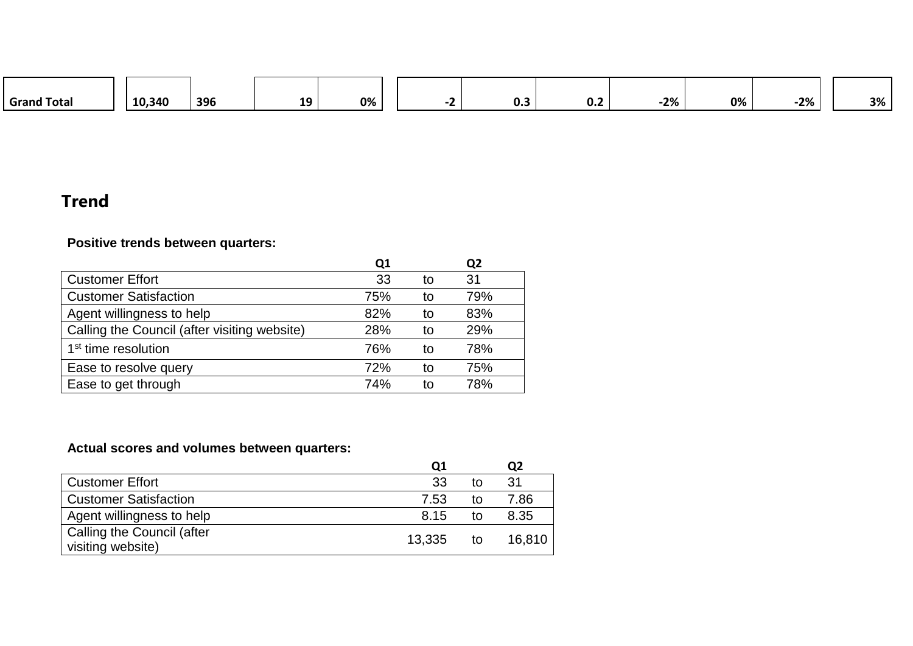| Grand Total | 10,340 | 396 | 19 | 0% | -2 | 0.3 | 0.2 | -2% | 0% | -2% | 3% |
|---|---|---|---|---|---|---|---|---|---|---|---|

## Trend

**Positive trends between quarters:**

| | Q1 | | Q2 |
|---|---|---|---|
| Customer Effort | 33 | to | 31 |
| Customer Satisfaction | 75% | to | 79% |
| Agent willingness to help | 82% | to | 83% |
| Calling the Council (after visiting website) | 28% | to | 29% |
| 1st time resolution | 76% | to | 78% |
| Ease to resolve query | 72% | to | 75% |
| Ease to get through | 74% | to | 78% |

**Actual scores and volumes between quarters:**

| | Q1 | | Q2 |
|---|---|---|---|
| Customer Effort | 33 | to | 31 |
| Customer Satisfaction | 7.53 | to | 7.86 |
| Agent willingness to help | 8.15 | to | 8.35 |
| Calling the Council (after visiting website) | 13,335 | to | 16,810 |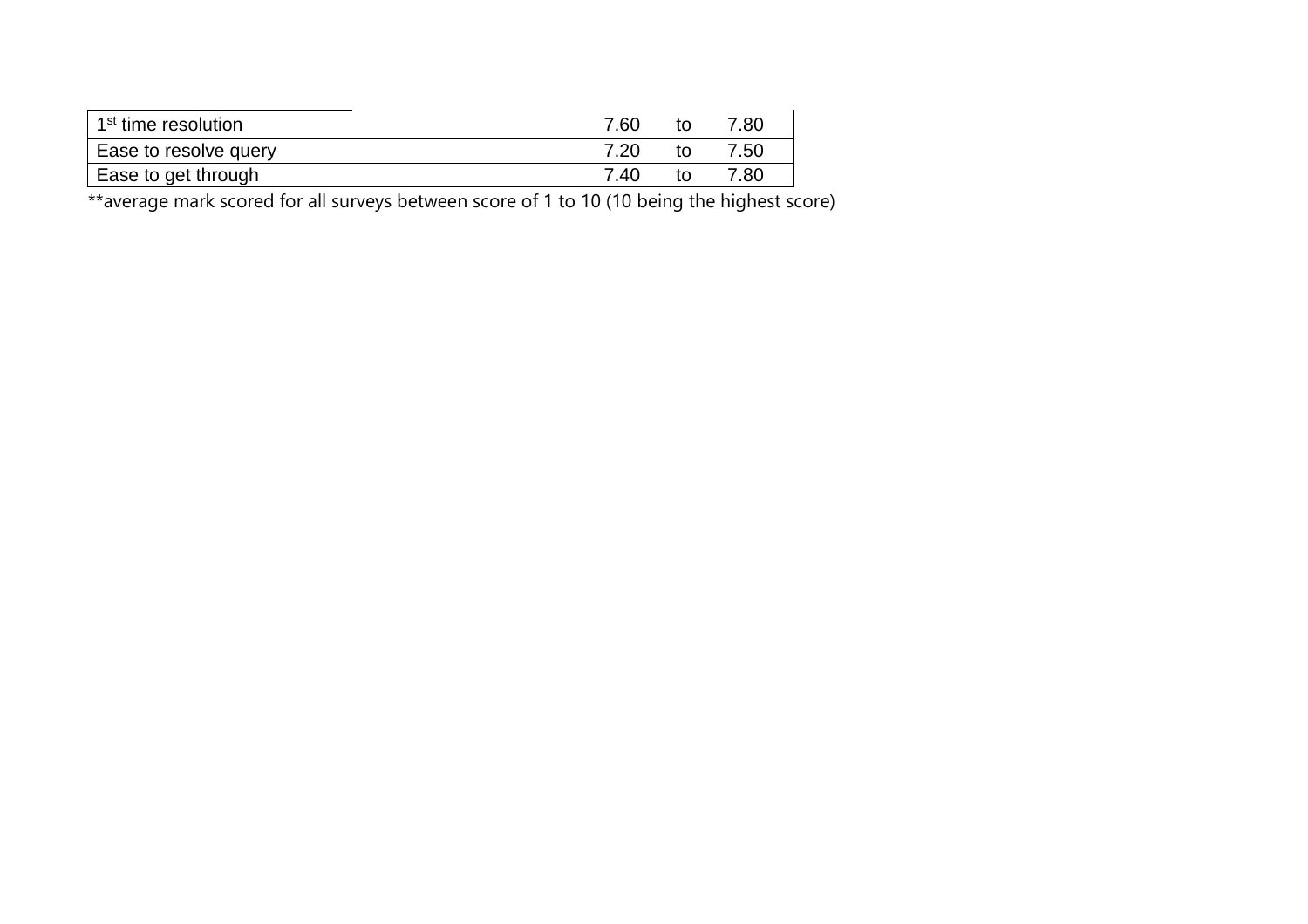| | | | |
|---|---|---|---|
| 1st time resolution | 7.60 | to | 7.80 |
| Ease to resolve query | 7.20 | to | 7.50 |
| Ease to get through | 7.40 | to | 7.80 |

**average mark scored for all surveys between score of 1 to 10 (10 being the highest score)